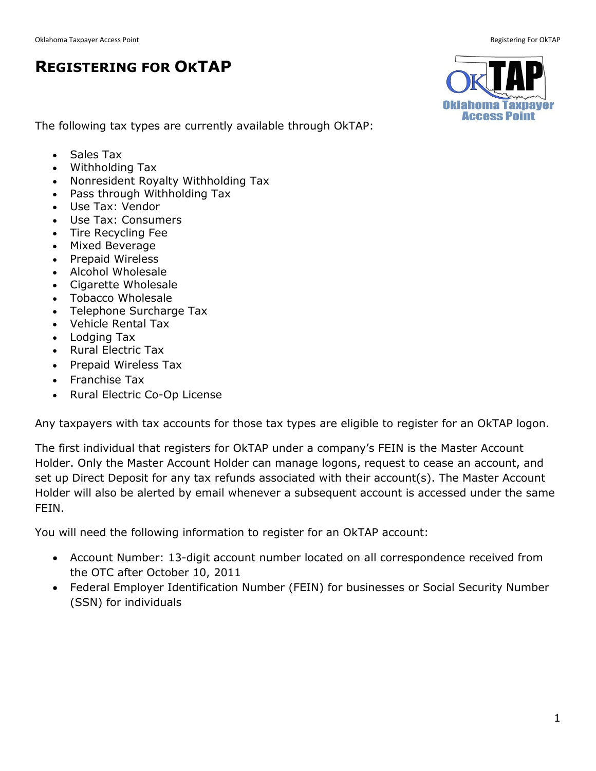# Registering for OkTAP

The following tax types are currently available through OkTAP:

- Sales Tax
- Withholding Tax
- Nonresident Royalty Withholding Tax
- Pass through Withholding Tax
- Use Tax: Vendor
- Use Tax: Consumers
- Tire Recycling Fee
- Mixed Beverage
- Prepaid Wireless
- Alcohol Wholesale
- Cigarette Wholesale
- Tobacco Wholesale
- Telephone Surcharge Tax
- Vehicle Rental Tax
- Lodging Tax
- Rural Electric Tax
- Prepaid Wireless Tax
- Franchise Tax
- Rural Electric Co-Op License

Any taxpayers with tax accounts for those tax types are eligible to register for an OkTAP logon.

The first individual that registers for OkTAP under a company's FEIN is the Master Account Holder. Only the Master Account Holder can manage logons, request to cease an account, and set up Direct Deposit for any tax refunds associated with their account(s). The Master Account Holder will also be alerted by email whenever a subsequent account is accessed under the same FEIN.

You will need the following information to register for an OkTAP account:

- Account Number: 13-digit account number located on all correspondence received from the OTC after October 10, 2011
- Federal Employer Identification Number (FEIN) for businesses or Social Security Number (SSN) for individuals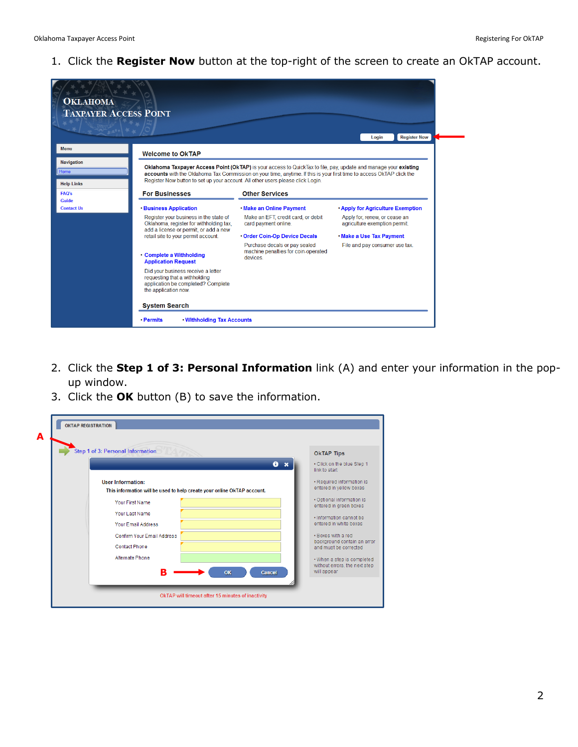1. Click the **Register Now** button at the top-right of the screen to create an OkTAP account.

2. Click the **Step 1 of 3: Personal Information** link (A) and enter your information in the pop-up window.
3. Click the **OK** button (B) to save the information.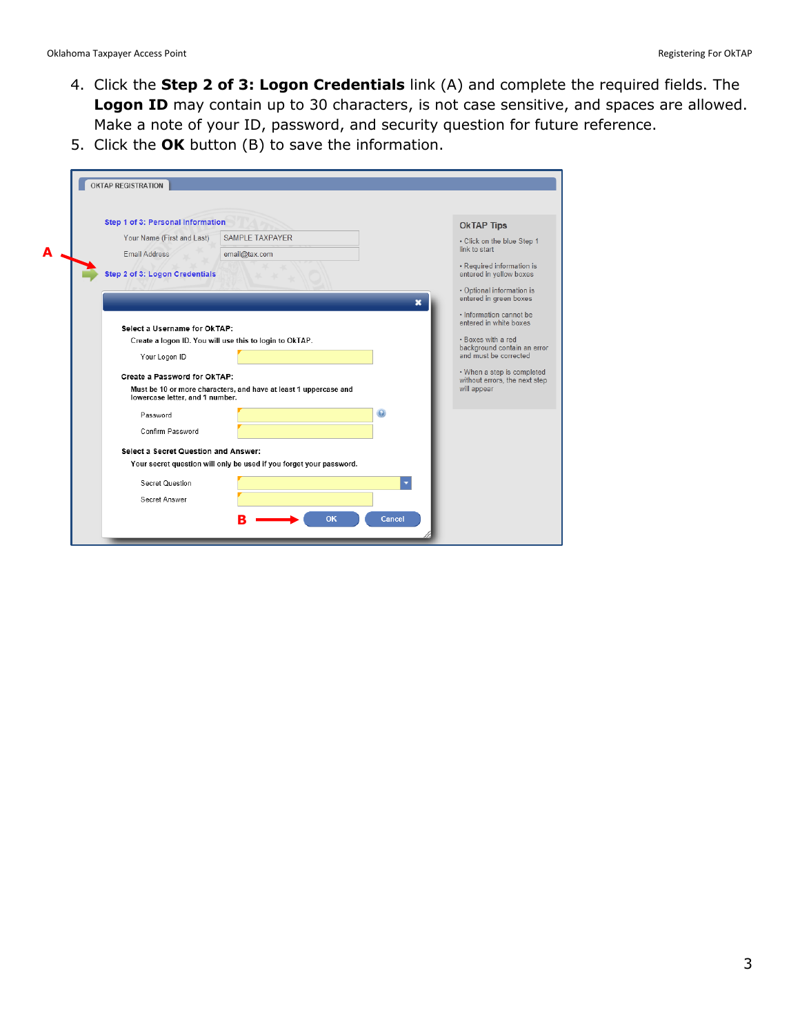4. Click the **Step 2 of 3: Logon Credentials** link (A) and complete the required fields. The **Logon ID** may contain up to 30 characters, is not case sensitive, and spaces are allowed. Make a note of your ID, password, and security question for future reference.
5. Click the **OK** button (B) to save the information.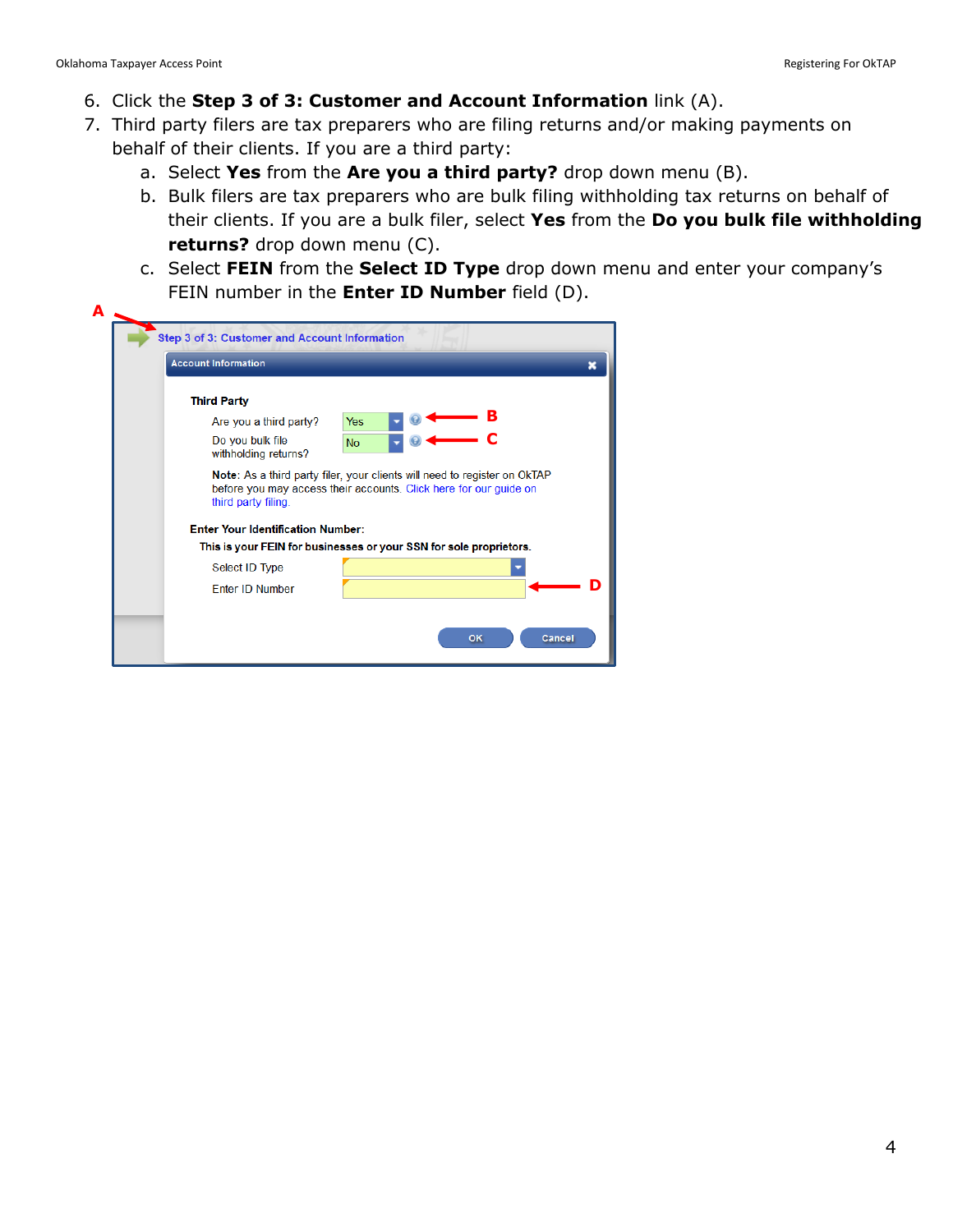6. Click the **Step 3 of 3: Customer and Account Information** link (A).
7. Third party filers are tax preparers who are filing returns and/or making payments on behalf of their clients. If you are a third party:
   a. Select **Yes** from the **Are you a third party?** drop down menu (B).
   b. Bulk filers are tax preparers who are bulk filing withholding tax returns on behalf of their clients. If you are a bulk filer, select **Yes** from the **Do you bulk file withholding returns?** drop down menu (C).
   c. Select **FEIN** from the **Select ID Type** drop down menu and enter your company's FEIN number in the **Enter ID Number** field (D).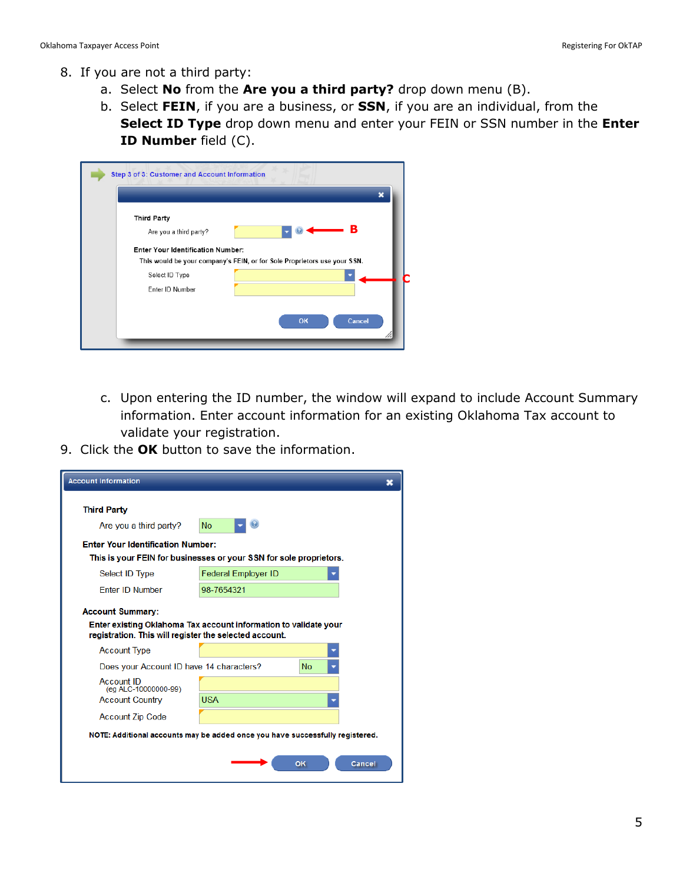8. If you are not a third party:
   a. Select **No** from the **Are you a third party?** drop down menu (B).
   b. Select **FEIN**, if you are a business, or **SSN**, if you are an individual, from the **Select ID Type** drop down menu and enter your FEIN or SSN number in the **Enter ID Number** field (C).

   c. Upon entering the ID number, the window will expand to include Account Summary information. Enter account information for an existing Oklahoma Tax account to validate your registration.
9. Click the **OK** button to save the information.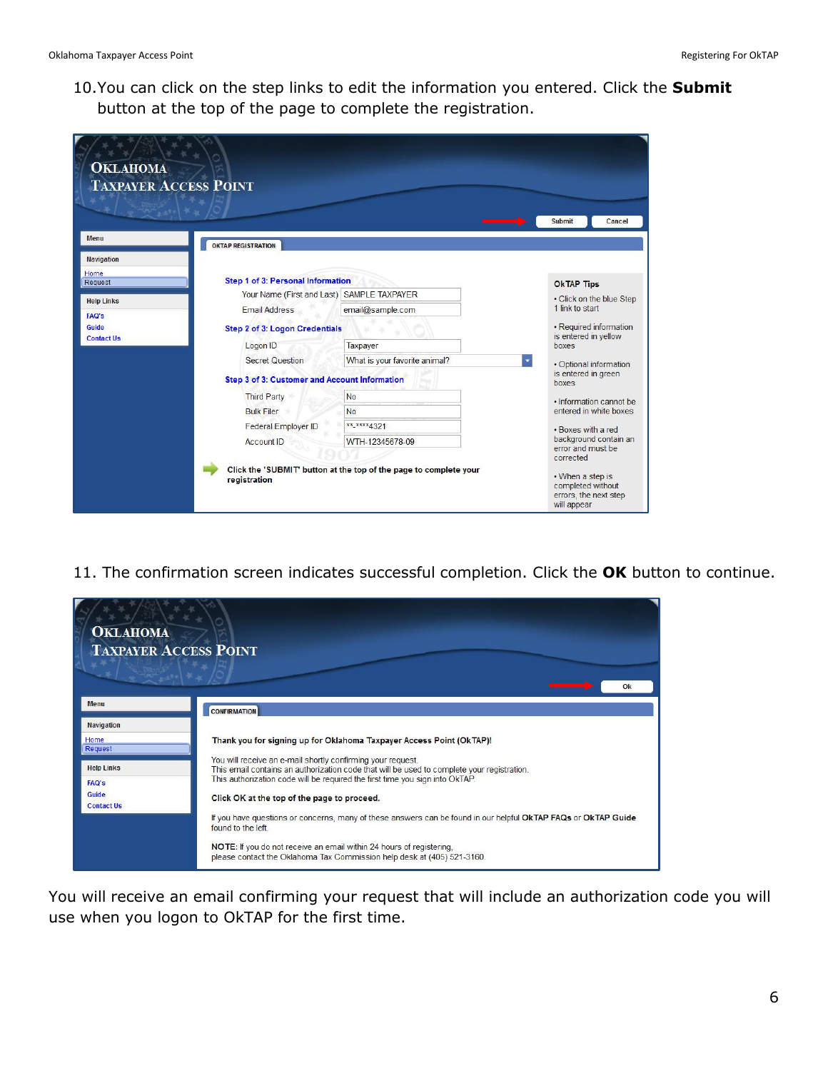10. You can click on the step links to edit the information you entered. Click the **Submit** button at the top of the page to complete the registration.

11. The confirmation screen indicates successful completion. Click the **OK** button to continue.

You will receive an email confirming your request that will include an authorization code you will use when you logon to OkTAP for the first time.